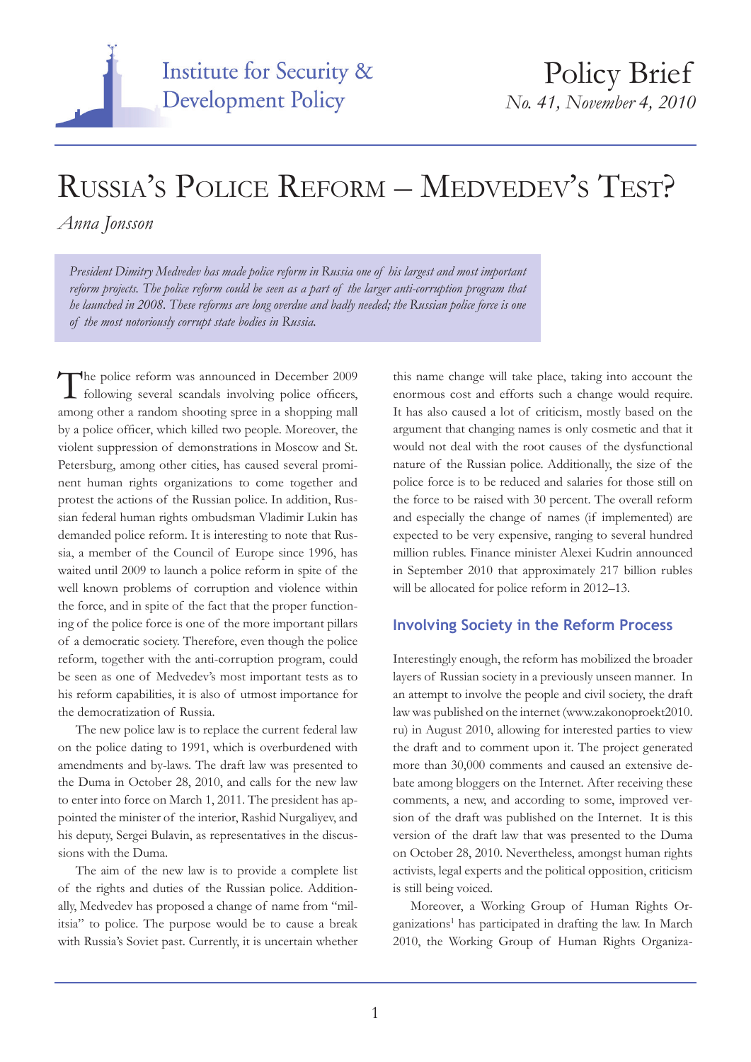Institute for Security & Development Policy

Policy Brief
*No. 41, November 4, 2010*

# Russia's Police Reform – Medvedev's Test?

*Anna Jonsson*

*President Dimitry Medvedev has made police reform in Russia one of his largest and most important reform projects. The police reform could be seen as a part of the larger anti-corruption program that he launched in 2008. These reforms are long overdue and badly needed; the Russian police force is one of the most notoriously corrupt state bodies in Russia.*

The police reform was announced in December 2009 following several scandals involving police officers, among other a random shooting spree in a shopping mall by a police officer, which killed two people. Moreover, the violent suppression of demonstrations in Moscow and St. Petersburg, among other cities, has caused several prominent human rights organizations to come together and protest the actions of the Russian police. In addition, Russian federal human rights ombudsman Vladimir Lukin has demanded police reform. It is interesting to note that Russia, a member of the Council of Europe since 1996, has waited until 2009 to launch a police reform in spite of the well known problems of corruption and violence within the force, and in spite of the fact that the proper functioning of the police force is one of the more important pillars of a democratic society. Therefore, even though the police reform, together with the anti-corruption program, could be seen as one of Medvedev's most important tests as to his reform capabilities, it is also of utmost importance for the democratization of Russia.

The new police law is to replace the current federal law on the police dating to 1991, which is overburdened with amendments and by-laws. The draft law was presented to the Duma in October 28, 2010, and calls for the new law to enter into force on March 1, 2011. The president has appointed the minister of the interior, Rashid Nurgaliyev, and his deputy, Sergei Bulavin, as representatives in the discussions with the Duma.

The aim of the new law is to provide a complete list of the rights and duties of the Russian police. Additionally, Medvedev has proposed a change of name from "militsia" to police. The purpose would be to cause a break with Russia's Soviet past. Currently, it is uncertain whether this name change will take place, taking into account the enormous cost and efforts such a change would require. It has also caused a lot of criticism, mostly based on the argument that changing names is only cosmetic and that it would not deal with the root causes of the dysfunctional nature of the Russian police. Additionally, the size of the police force is to be reduced and salaries for those still on the force to be raised with 30 percent. The overall reform and especially the change of names (if implemented) are expected to be very expensive, ranging to several hundred million rubles. Finance minister Alexei Kudrin announced in September 2010 that approximately 217 billion rubles will be allocated for police reform in 2012–13.

## Involving Society in the Reform Process

Interestingly enough, the reform has mobilized the broader layers of Russian society in a previously unseen manner. In an attempt to involve the people and civil society, the draft law was published on the internet (www.zakonoproekt2010.ru) in August 2010, allowing for interested parties to view the draft and to comment upon it. The project generated more than 30,000 comments and caused an extensive debate among bloggers on the Internet. After receiving these comments, a new, and according to some, improved version of the draft was published on the Internet. It is this version of the draft law that was presented to the Duma on October 28, 2010. Nevertheless, amongst human rights activists, legal experts and the political opposition, criticism is still being voiced.

Moreover, a Working Group of Human Rights Organizations[1] has participated in drafting the law. In March 2010, the Working Group of Human Rights Organiza-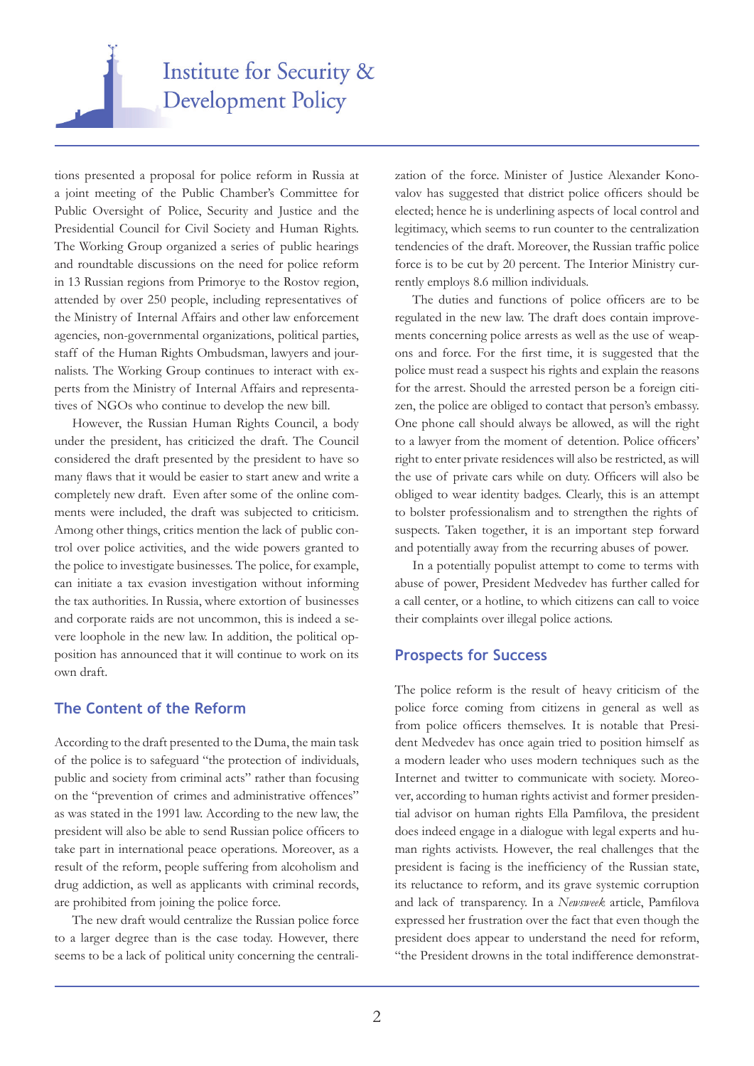tions presented a proposal for police reform in Russia at a joint meeting of the Public Chamber's Committee for Public Oversight of Police, Security and Justice and the Presidential Council for Civil Society and Human Rights. The Working Group organized a series of public hearings and roundtable discussions on the need for police reform in 13 Russian regions from Primorye to the Rostov region, attended by over 250 people, including representatives of the Ministry of Internal Affairs and other law enforcement agencies, non-governmental organizations, political parties, staff of the Human Rights Ombudsman, lawyers and journalists. The Working Group continues to interact with experts from the Ministry of Internal Affairs and representatives of NGOs who continue to develop the new bill.

However, the Russian Human Rights Council, a body under the president, has criticized the draft. The Council considered the draft presented by the president to have so many flaws that it would be easier to start anew and write a completely new draft. Even after some of the online comments were included, the draft was subjected to criticism. Among other things, critics mention the lack of public control over police activities, and the wide powers granted to the police to investigate businesses. The police, for example, can initiate a tax evasion investigation without informing the tax authorities. In Russia, where extortion of businesses and corporate raids are not uncommon, this is indeed a severe loophole in the new law. In addition, the political opposition has announced that it will continue to work on its own draft.

## The Content of the Reform

According to the draft presented to the Duma, the main task of the police is to safeguard "the protection of individuals, public and society from criminal acts" rather than focusing on the "prevention of crimes and administrative offences" as was stated in the 1991 law. According to the new law, the president will also be able to send Russian police officers to take part in international peace operations. Moreover, as a result of the reform, people suffering from alcoholism and drug addiction, as well as applicants with criminal records, are prohibited from joining the police force.

The new draft would centralize the Russian police force to a larger degree than is the case today. However, there seems to be a lack of political unity concerning the centralization of the force. Minister of Justice Alexander Konovalov has suggested that district police officers should be elected; hence he is underlining aspects of local control and legitimacy, which seems to run counter to the centralization tendencies of the draft. Moreover, the Russian traffic police force is to be cut by 20 percent. The Interior Ministry currently employs 8.6 million individuals.

The duties and functions of police officers are to be regulated in the new law. The draft does contain improvements concerning police arrests as well as the use of weapons and force. For the first time, it is suggested that the police must read a suspect his rights and explain the reasons for the arrest. Should the arrested person be a foreign citizen, the police are obliged to contact that person's embassy. One phone call should always be allowed, as will the right to a lawyer from the moment of detention. Police officers' right to enter private residences will also be restricted, as will the use of private cars while on duty. Officers will also be obliged to wear identity badges. Clearly, this is an attempt to bolster professionalism and to strengthen the rights of suspects. Taken together, it is an important step forward and potentially away from the recurring abuses of power.

In a potentially populist attempt to come to terms with abuse of power, President Medvedev has further called for a call center, or a hotline, to which citizens can call to voice their complaints over illegal police actions.

## Prospects for Success

The police reform is the result of heavy criticism of the police force coming from citizens in general as well as from police officers themselves. It is notable that President Medvedev has once again tried to position himself as a modern leader who uses modern techniques such as the Internet and twitter to communicate with society. Moreover, according to human rights activist and former presidential advisor on human rights Ella Pamfilova, the president does indeed engage in a dialogue with legal experts and human rights activists. However, the real challenges that the president is facing is the inefficiency of the Russian state, its reluctance to reform, and its grave systemic corruption and lack of transparency. In a *Newsweek* article, Pamfilova expressed her frustration over the fact that even though the president does appear to understand the need for reform, "the President drowns in the total indifference demonstrat-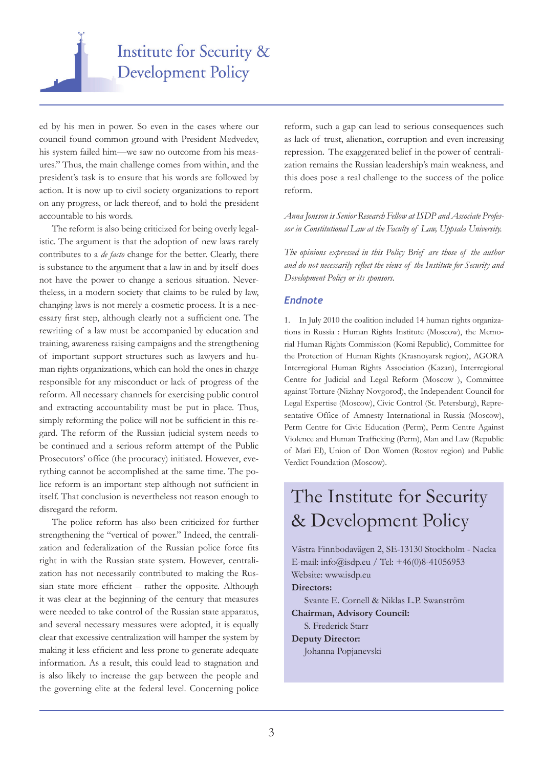ed by his men in power. So even in the cases where our council found common ground with President Medvedev, his system failed him—we saw no outcome from his measures." Thus, the main challenge comes from within, and the president's task is to ensure that his words are followed by action. It is now up to civil society organizations to report on any progress, or lack thereof, and to hold the president accountable to his words.

The reform is also being criticized for being overly legalistic. The argument is that the adoption of new laws rarely contributes to a *de facto* change for the better. Clearly, there is substance to the argument that a law in and by itself does not have the power to change a serious situation. Nevertheless, in a modern society that claims to be ruled by law, changing laws is not merely a cosmetic process. It is a necessary first step, although clearly not a sufficient one. The rewriting of a law must be accompanied by education and training, awareness raising campaigns and the strengthening of important support structures such as lawyers and human rights organizations, which can hold the ones in charge responsible for any misconduct or lack of progress of the reform. All necessary channels for exercising public control and extracting accountability must be put in place. Thus, simply reforming the police will not be sufficient in this regard. The reform of the Russian judicial system needs to be continued and a serious reform attempt of the Public Prosecutors' office (the procuracy) initiated. However, everything cannot be accomplished at the same time. The police reform is an important step although not sufficient in itself. That conclusion is nevertheless not reason enough to disregard the reform.

The police reform has also been criticized for further strengthening the "vertical of power." Indeed, the centralization and federalization of the Russian police force fits right in with the Russian state system. However, centralization has not necessarily contributed to making the Russian state more efficient – rather the opposite. Although it was clear at the beginning of the century that measures were needed to take control of the Russian state apparatus, and several necessary measures were adopted, it is equally clear that excessive centralization will hamper the system by making it less efficient and less prone to generate adequate information. As a result, this could lead to stagnation and is also likely to increase the gap between the people and the governing elite at the federal level. Concerning police reform, such a gap can lead to serious consequences such as lack of trust, alienation, corruption and even increasing repression. The exaggerated belief in the power of centralization remains the Russian leadership's main weakness, and this does pose a real challenge to the success of the police reform.

*Anna Jonsson is Senior Research Fellow at ISDP and Associate Professor in Constitutional Law at the Faculty of Law, Uppsala University.*

*The opinions expressed in this Policy Brief are those of the author and do not necessarily reflect the views of the Institute for Security and Development Policy or its sponsors.*

### Endnote

1. In July 2010 the coalition included 14 human rights organizations in Russia : Human Rights Institute (Moscow), the Memorial Human Rights Commission (Komi Republic), Committee for the Protection of Human Rights (Krasnoyarsk region), AGORA Interregional Human Rights Association (Kazan), Interregional Centre for Judicial and Legal Reform (Moscow ), Committee against Torture (Nizhny Novgorod), the Independent Council for Legal Expertise (Moscow), Civic Control (St. Petersburg), Representative Office of Amnesty International in Russia (Moscow), Perm Centre for Civic Education (Perm), Perm Centre Against Violence and Human Trafficking (Perm), Man and Law (Republic of Mari El), Union of Don Women (Rostov region) and Public Verdict Foundation (Moscow).

## The Institute for Security & Development Policy

Västra Finnbodavägen 2, SE-13130 Stockholm - Nacka
E-mail: info@isdp.eu / Tel: +46(0)8-41056953
Website: www.isdp.eu

**Directors:**
Svante E. Cornell & Niklas L.P. Swanström

**Chairman, Advisory Council:**
S. Frederick Starr

**Deputy Director:**
Johanna Popjanevski